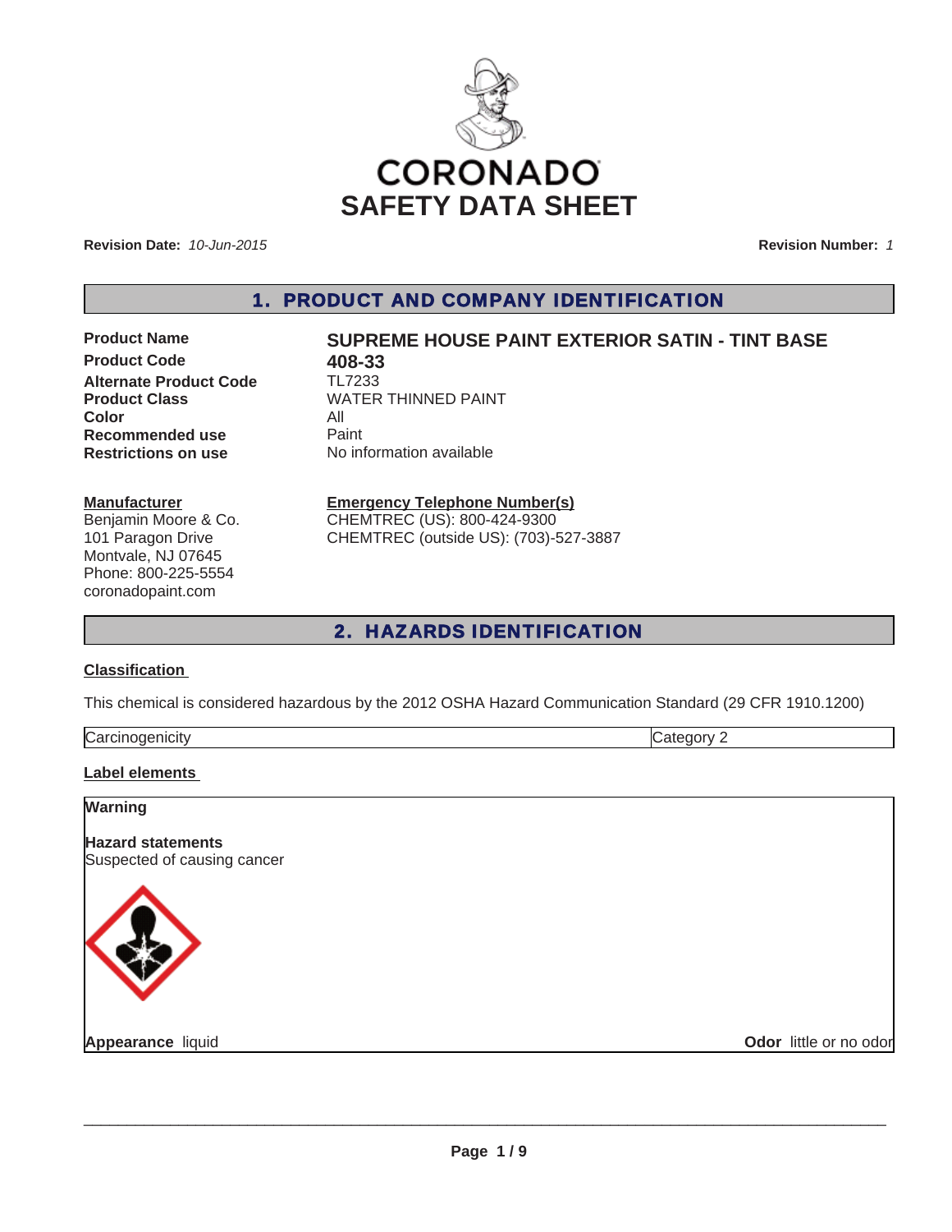# CORONADO
# SAFETY DATA SHEET

**Revision Date:** *10-Jun-2015* **Revision Number:** *1*

## 1. PRODUCT AND COMPANY IDENTIFICATION

| | |
|---|---|
| **Product Name** | **SUPREME HOUSE PAINT EXTERIOR SATIN - TINT BASE** |
| **Product Code** | **408-33** |
| **Alternate Product Code** | TL7233 |
| **Product Class** | WATER THINNED PAINT |
| **Color** | All |
| **Recommended use** | Paint |
| **Restrictions on use** | No information available |

**Manufacturer**
Benjamin Moore & Co.
101 Paragon Drive
Montvale, NJ 07645
Phone: 800-225-5554
coronadopaint.com

**Emergency Telephone Number(s)**
CHEMTREC (US): 800-424-9300
CHEMTREC (outside US): (703)-527-3887

## 2. HAZARDS IDENTIFICATION

**Classification**

This chemical is considered hazardous by the 2012 OSHA Hazard Communication Standard (29 CFR 1910.1200)

| | |
|---|---|
| Carcinogenicity | Category 2 |

**Label elements**

**Warning**

**Hazard statements**
Suspected of causing cancer

**Appearance** liquid **Odor** little or no odor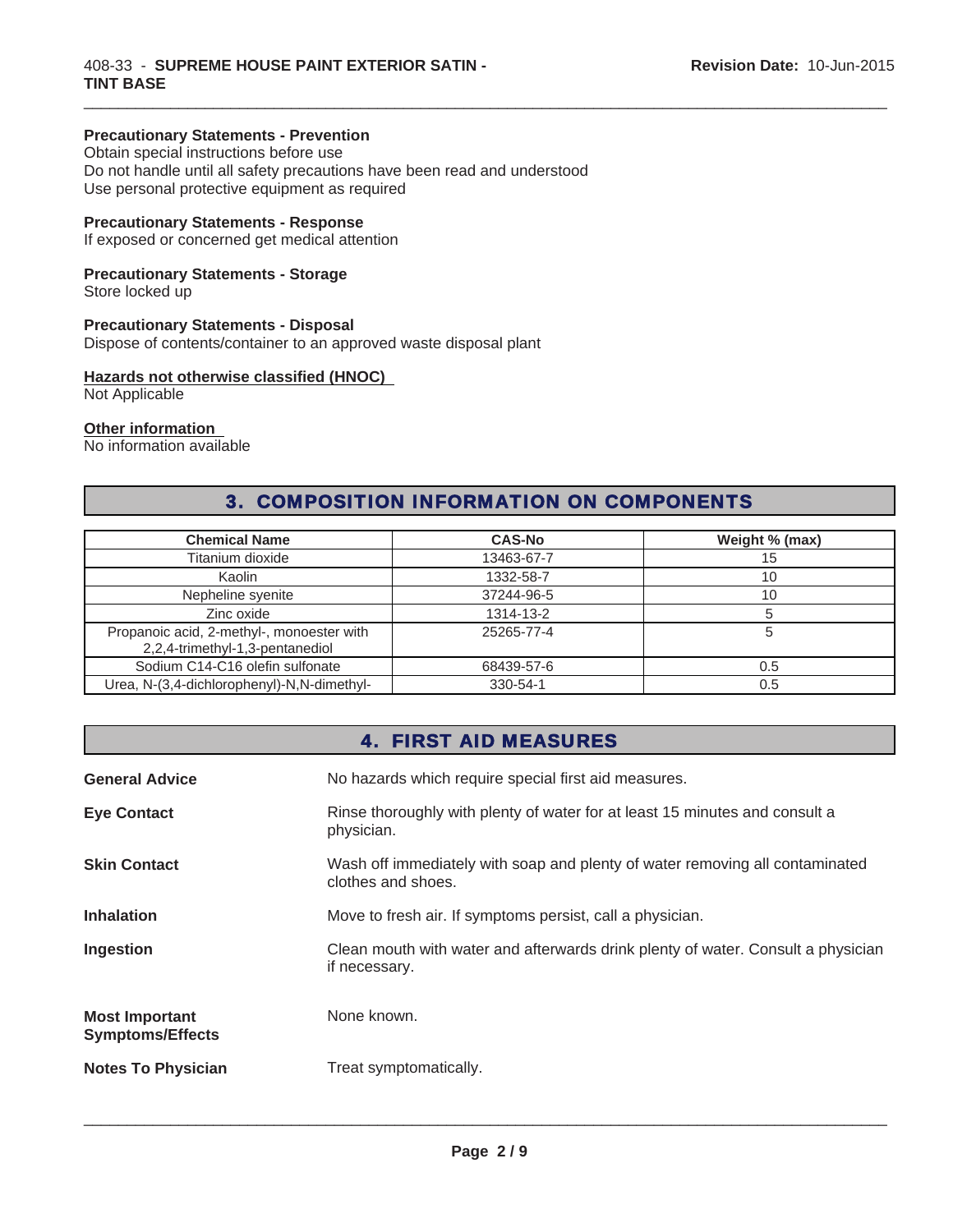**Precautionary Statements - Prevention**
Obtain special instructions before use
Do not handle until all safety precautions have been read and understood
Use personal protective equipment as required

**Precautionary Statements - Response**
If exposed or concerned get medical attention

**Precautionary Statements - Storage**
Store locked up

**Precautionary Statements - Disposal**
Dispose of contents/container to an approved waste disposal plant

**Hazards not otherwise classified (HNOC)**
Not Applicable

**Other information**
No information available

## 3. COMPOSITION INFORMATION ON COMPONENTS

| Chemical Name | CAS-No | Weight % (max) |
|---|---|---|
| Titanium dioxide | 13463-67-7 | 15 |
| Kaolin | 1332-58-7 | 10 |
| Nepheline syenite | 37244-96-5 | 10 |
| Zinc oxide | 1314-13-2 | 5 |
| Propanoic acid, 2-methyl-, monoester with 2,2,4-trimethyl-1,3-pentanediol | 25265-77-4 | 5 |
| Sodium C14-C16 olefin sulfonate | 68439-57-6 | 0.5 |
| Urea, N-(3,4-dichlorophenyl)-N,N-dimethyl- | 330-54-1 | 0.5 |

## 4. FIRST AID MEASURES

**General Advice**
No hazards which require special first aid measures.

**Eye Contact**
Rinse thoroughly with plenty of water for at least 15 minutes and consult a physician.

**Skin Contact**
Wash off immediately with soap and plenty of water removing all contaminated clothes and shoes.

**Inhalation**
Move to fresh air. If symptoms persist, call a physician.

**Ingestion**
Clean mouth with water and afterwards drink plenty of water. Consult a physician if necessary.

**Most Important Symptoms/Effects**
None known.

**Notes To Physician**
Treat symptomatically.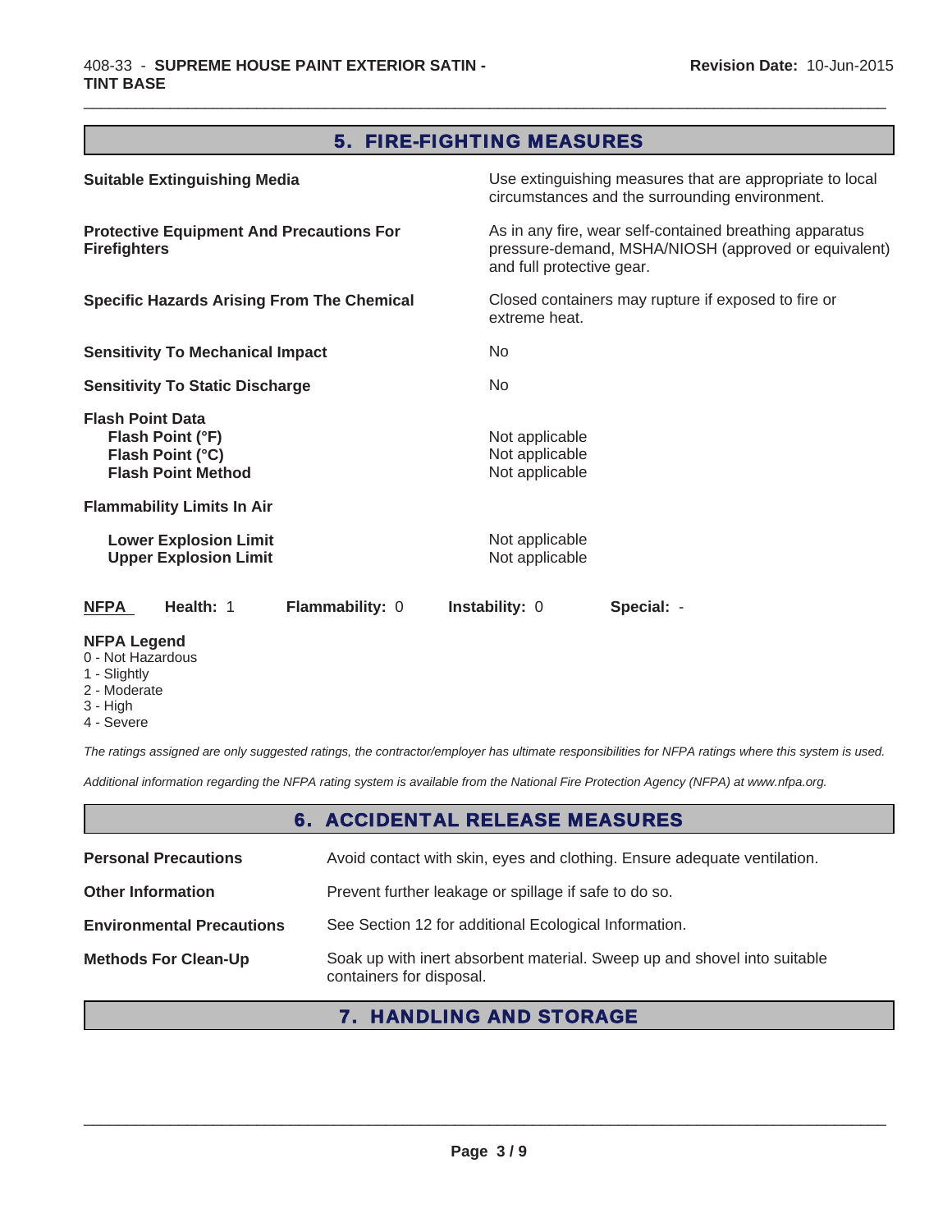## 5. FIRE-FIGHTING MEASURES

| | |
|---|---|
| **Suitable Extinguishing Media** | Use extinguishing measures that are appropriate to local circumstances and the surrounding environment. |
| **Protective Equipment And Precautions For Firefighters** | As in any fire, wear self-contained breathing apparatus pressure-demand, MSHA/NIOSH (approved or equivalent) and full protective gear. |
| **Specific Hazards Arising From The Chemical** | Closed containers may rupture if exposed to fire or extreme heat. |
| **Sensitivity To Mechanical Impact** | No |
| **Sensitivity To Static Discharge** | No |

**Flash Point Data**

| | |
|---|---|
| **Flash Point (°F)** | Not applicable |
| **Flash Point (°C)** | Not applicable |
| **Flash Point Method** | Not applicable |

**Flammability Limits In Air**

| | |
|---|---|
| **Lower Explosion Limit** | Not applicable |
| **Upper Explosion Limit** | Not applicable |

| **NFPA** | **Health:** 1 | **Flammability:** 0 | **Instability:** 0 | **Special:** - |
|---|---|---|---|---|

**NFPA Legend**
- 0 - Not Hazardous
- 1 - Slightly
- 2 - Moderate
- 3 - High
- 4 - Severe

*The ratings assigned are only suggested ratings, the contractor/employer has ultimate responsibilities for NFPA ratings where this system is used.*

*Additional information regarding the NFPA rating system is available from the National Fire Protection Agency (NFPA) at www.nfpa.org.*

## 6. ACCIDENTAL RELEASE MEASURES

| | |
|---|---|
| **Personal Precautions** | Avoid contact with skin, eyes and clothing. Ensure adequate ventilation. |
| **Other Information** | Prevent further leakage or spillage if safe to do so. |
| **Environmental Precautions** | See Section 12 for additional Ecological Information. |
| **Methods For Clean-Up** | Soak up with inert absorbent material. Sweep up and shovel into suitable containers for disposal. |

## 7. HANDLING AND STORAGE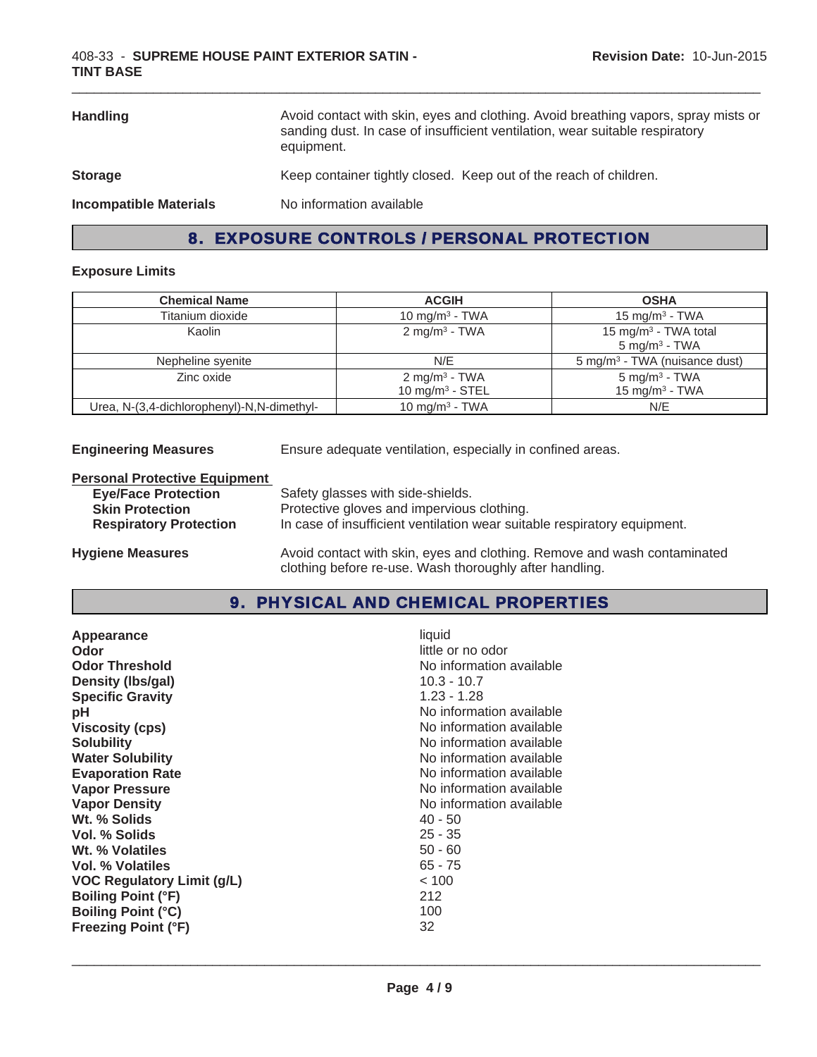| | |
|---|---|
| **Handling** | Avoid contact with skin, eyes and clothing. Avoid breathing vapors, spray mists or sanding dust. In case of insufficient ventilation, wear suitable respiratory equipment. |
| **Storage** | Keep container tightly closed. Keep out of the reach of children. |
| **Incompatible Materials** | No information available |

## 8. EXPOSURE CONTROLS / PERSONAL PROTECTION

### Exposure Limits

| Chemical Name | ACGIH | OSHA |
|---|---|---|
| Titanium dioxide | 10 mg/m³ - TWA | 15 mg/m³ - TWA |
| Kaolin | 2 mg/m³ - TWA | 15 mg/m³ - TWA total<br>5 mg/m³ - TWA |
| Nepheline syenite | N/E | 5 mg/m³ - TWA (nuisance dust) |
| Zinc oxide | 2 mg/m³ - TWA<br>10 mg/m³ - STEL | 5 mg/m³ - TWA<br>15 mg/m³ - TWA |
| Urea, N-(3,4-dichlorophenyl)-N,N-dimethyl- | 10 mg/m³ - TWA | N/E |

**Engineering Measures** Ensure adequate ventilation, especially in confined areas.

**Personal Protective Equipment**

- **Eye/Face Protection** Safety glasses with side-shields.
- **Skin Protection** Protective gloves and impervious clothing.
- **Respiratory Protection** In case of insufficient ventilation wear suitable respiratory equipment.

**Hygiene Measures** Avoid contact with skin, eyes and clothing. Remove and wash contaminated clothing before re-use. Wash thoroughly after handling.

## 9. PHYSICAL AND CHEMICAL PROPERTIES

| | |
|---|---|
| **Appearance** | liquid |
| **Odor** | little or no odor |
| **Odor Threshold** | No information available |
| **Density (lbs/gal)** | 10.3 - 10.7 |
| **Specific Gravity** | 1.23 - 1.28 |
| **pH** | No information available |
| **Viscosity (cps)** | No information available |
| **Solubility** | No information available |
| **Water Solubility** | No information available |
| **Evaporation Rate** | No information available |
| **Vapor Pressure** | No information available |
| **Vapor Density** | No information available |
| **Wt. % Solids** | 40 - 50 |
| **Vol. % Solids** | 25 - 35 |
| **Wt. % Volatiles** | 50 - 60 |
| **Vol. % Volatiles** | 65 - 75 |
| **VOC Regulatory Limit (g/L)** | < 100 |
| **Boiling Point (°F)** | 212 |
| **Boiling Point (°C)** | 100 |
| **Freezing Point (°F)** | 32 |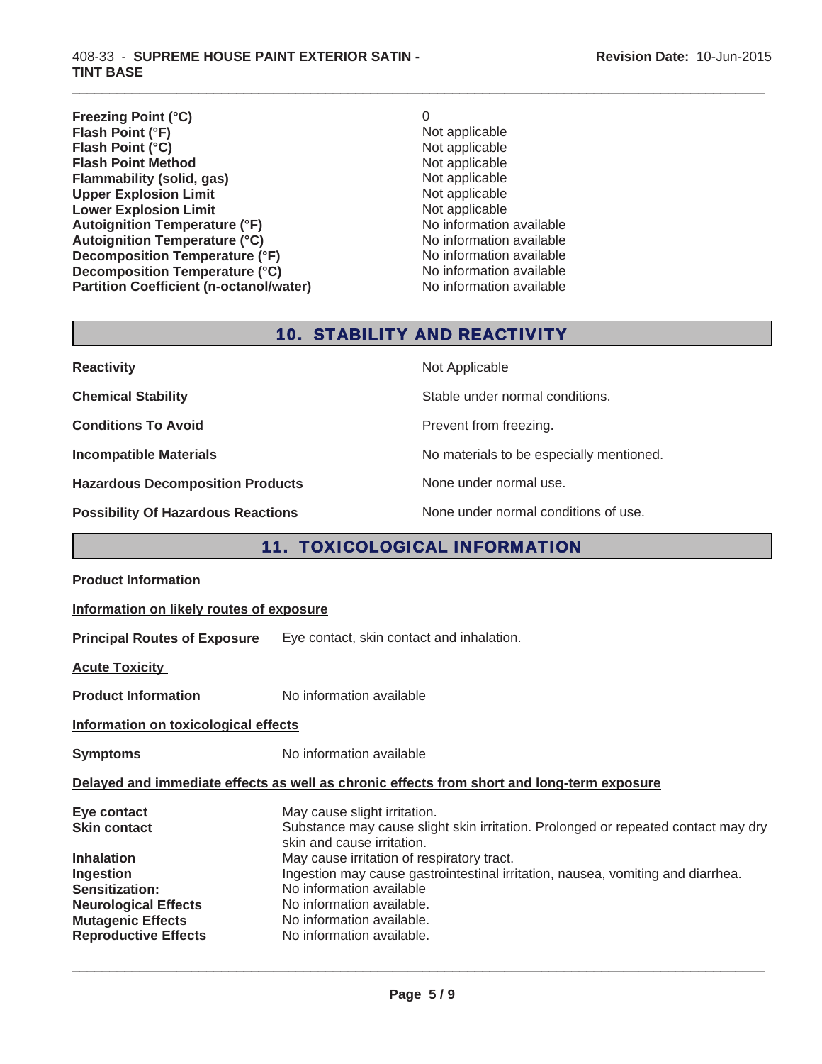| | |
|---|---|
| **Freezing Point (°C)** | 0 |
| **Flash Point (°F)** | Not applicable |
| **Flash Point (°C)** | Not applicable |
| **Flash Point Method** | Not applicable |
| **Flammability (solid, gas)** | Not applicable |
| **Upper Explosion Limit** | Not applicable |
| **Lower Explosion Limit** | Not applicable |
| **Autoignition Temperature (°F)** | No information available |
| **Autoignition Temperature (°C)** | No information available |
| **Decomposition Temperature (°F)** | No information available |
| **Decomposition Temperature (°C)** | No information available |
| **Partition Coefficient (n-octanol/water)** | No information available |

## 10. STABILITY AND REACTIVITY

| | |
|---|---|
| **Reactivity** | Not Applicable |
| **Chemical Stability** | Stable under normal conditions. |
| **Conditions To Avoid** | Prevent from freezing. |
| **Incompatible Materials** | No materials to be especially mentioned. |
| **Hazardous Decomposition Products** | None under normal use. |
| **Possibility Of Hazardous Reactions** | None under normal conditions of use. |

## 11. TOXICOLOGICAL INFORMATION

**Product Information**

**Information on likely routes of exposure**

**Principal Routes of Exposure** Eye contact, skin contact and inhalation.

**Acute Toxicity**

**Product Information** No information available

**Information on toxicological effects**

**Symptoms** No information available

**Delayed and immediate effects as well as chronic effects from short and long-term exposure**

| | |
|---|---|
| **Eye contact** | May cause slight irritation. |
| **Skin contact** | Substance may cause slight skin irritation. Prolonged or repeated contact may dry skin and cause irritation. |
| **Inhalation** | May cause irritation of respiratory tract. |
| **Ingestion** | Ingestion may cause gastrointestinal irritation, nausea, vomiting and diarrhea. |
| **Sensitization:** | No information available |
| **Neurological Effects** | No information available. |
| **Mutagenic Effects** | No information available. |
| **Reproductive Effects** | No information available. |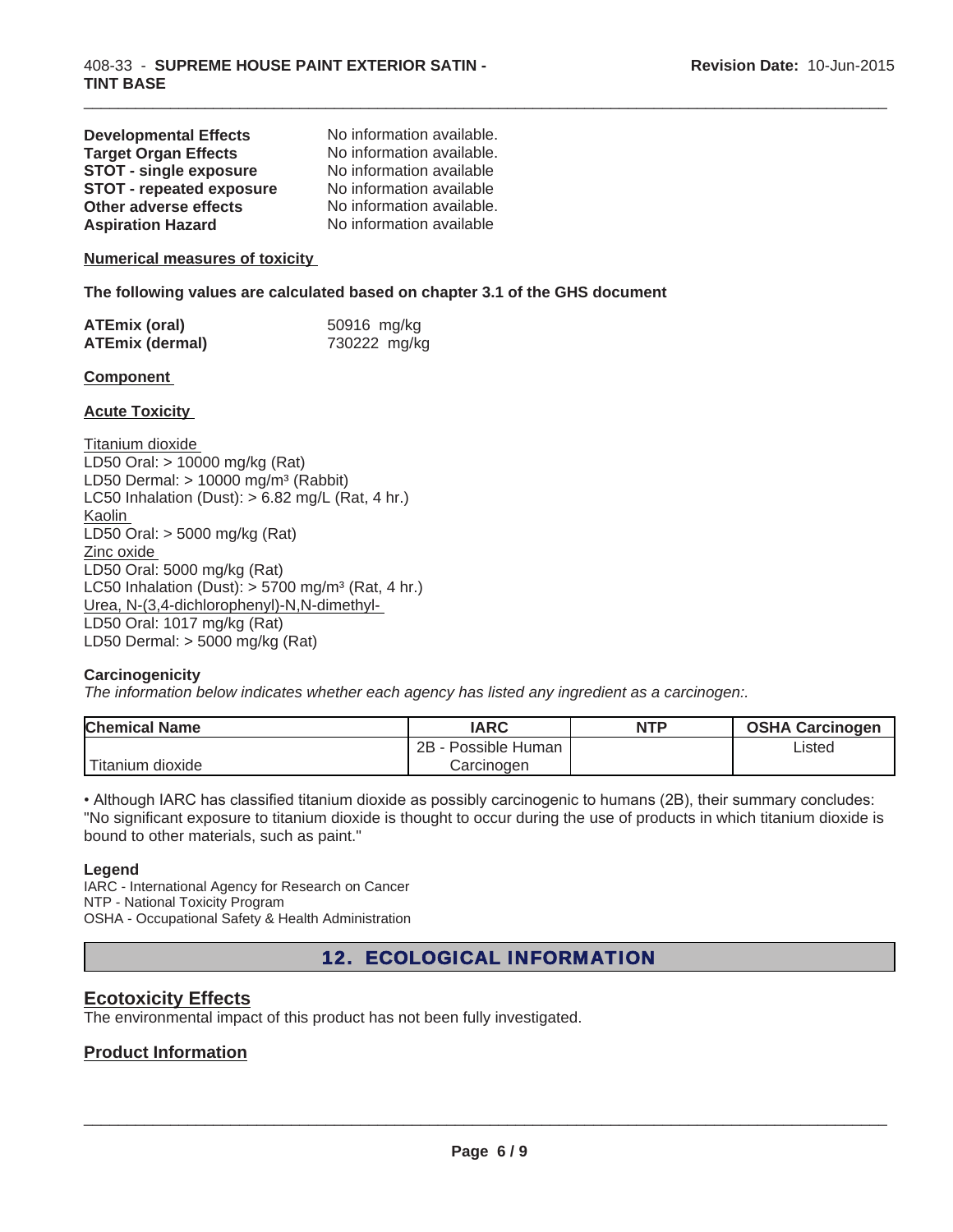| | |
|---|---|
| **Developmental Effects** | No information available. |
| **Target Organ Effects** | No information available. |
| **STOT - single exposure** | No information available |
| **STOT - repeated exposure** | No information available |
| **Other adverse effects** | No information available. |
| **Aspiration Hazard** | No information available |

**Numerical measures of toxicity**

**The following values are calculated based on chapter 3.1 of the GHS document**

| | |
|---|---|
| **ATEmix (oral)** | 50916 mg/kg |
| **ATEmix (dermal)** | 730222 mg/kg |

**Component**

**Acute Toxicity**

Titanium dioxide
LD50 Oral: > 10000 mg/kg (Rat)
LD50 Dermal: > 10000 mg/m³ (Rabbit)
LC50 Inhalation (Dust): > 6.82 mg/L (Rat, 4 hr.)
Kaolin
LD50 Oral: > 5000 mg/kg (Rat)
Zinc oxide
LD50 Oral: 5000 mg/kg (Rat)
LC50 Inhalation (Dust): > 5700 mg/m³ (Rat, 4 hr.)
Urea, N-(3,4-dichlorophenyl)-N,N-dimethyl-
LD50 Oral: 1017 mg/kg (Rat)
LD50 Dermal: > 5000 mg/kg (Rat)

**Carcinogenicity**

*The information below indicates whether each agency has listed any ingredient as a carcinogen:.*

| Chemical Name | IARC | NTP | OSHA Carcinogen |
|---|---|---|---|
| Titanium dioxide | 2B - Possible Human Carcinogen | | Listed |

• Although IARC has classified titanium dioxide as possibly carcinogenic to humans (2B), their summary concludes: "No significant exposure to titanium dioxide is thought to occur during the use of products in which titanium dioxide is bound to other materials, such as paint."

**Legend**

IARC - International Agency for Research on Cancer
NTP - National Toxicity Program
OSHA - Occupational Safety & Health Administration

## 12. ECOLOGICAL INFORMATION

### Ecotoxicity Effects

The environmental impact of this product has not been fully investigated.

### Product Information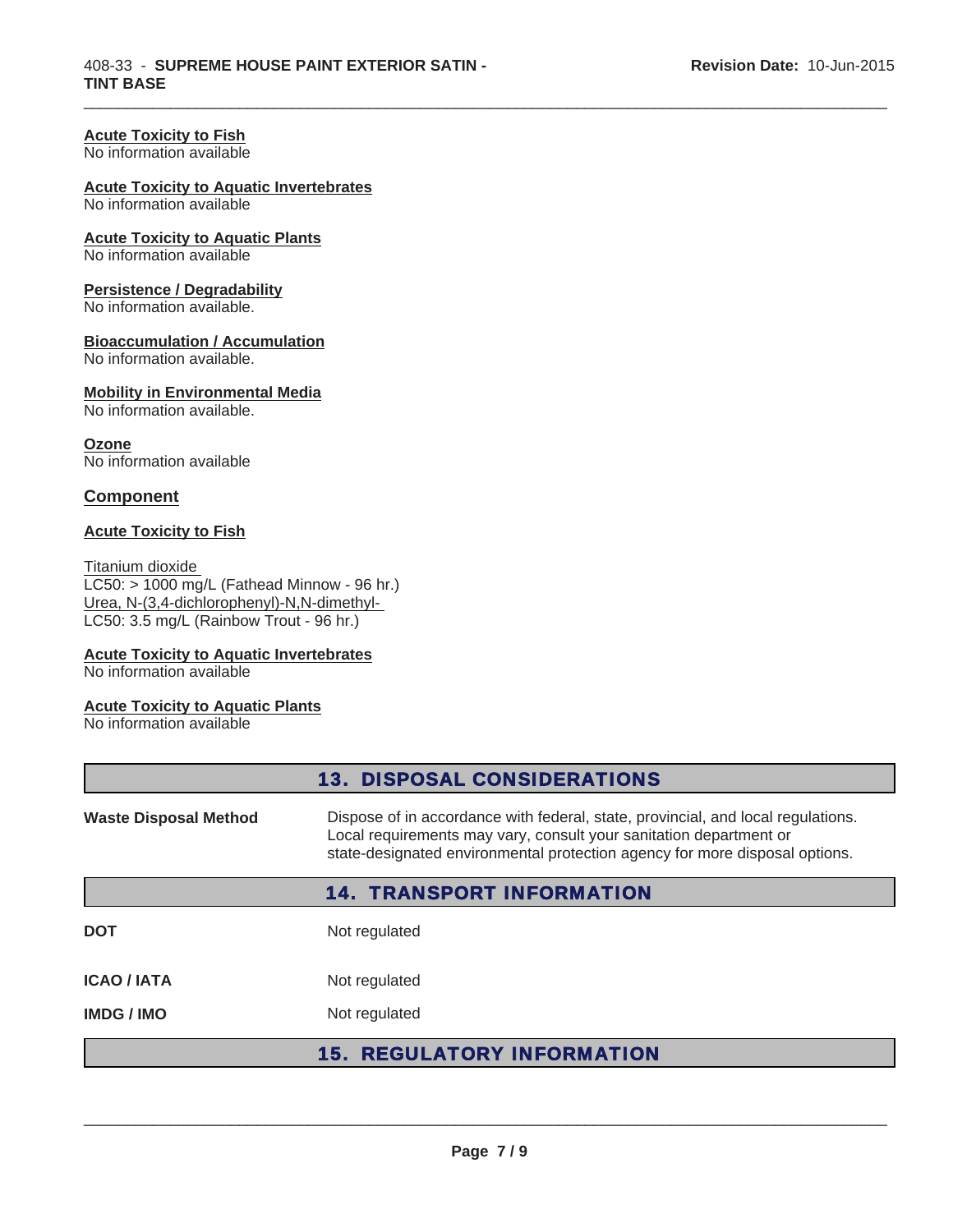**Acute Toxicity to Fish**
No information available

**Acute Toxicity to Aquatic Invertebrates**
No information available

**Acute Toxicity to Aquatic Plants**
No information available

**Persistence / Degradability**
No information available.

**Bioaccumulation / Accumulation**
No information available.

**Mobility in Environmental Media**
No information available.

**Ozone**
No information available

### Component

**Acute Toxicity to Fish**

Titanium dioxide
LC50: > 1000 mg/L (Fathead Minnow - 96 hr.)
Urea, N-(3,4-dichlorophenyl)-N,N-dimethyl-
LC50: 3.5 mg/L (Rainbow Trout - 96 hr.)

**Acute Toxicity to Aquatic Invertebrates**
No information available

**Acute Toxicity to Aquatic Plants**
No information available

## 13. DISPOSAL CONSIDERATIONS

| | |
|---|---|
| **Waste Disposal Method** | Dispose of in accordance with federal, state, provincial, and local regulations. Local requirements may vary, consult your sanitation department or state-designated environmental protection agency for more disposal options. |

## 14. TRANSPORT INFORMATION

| | |
|---|---|
| **DOT** | Not regulated |
| **ICAO / IATA** | Not regulated |
| **IMDG / IMO** | Not regulated |

## 15. REGULATORY INFORMATION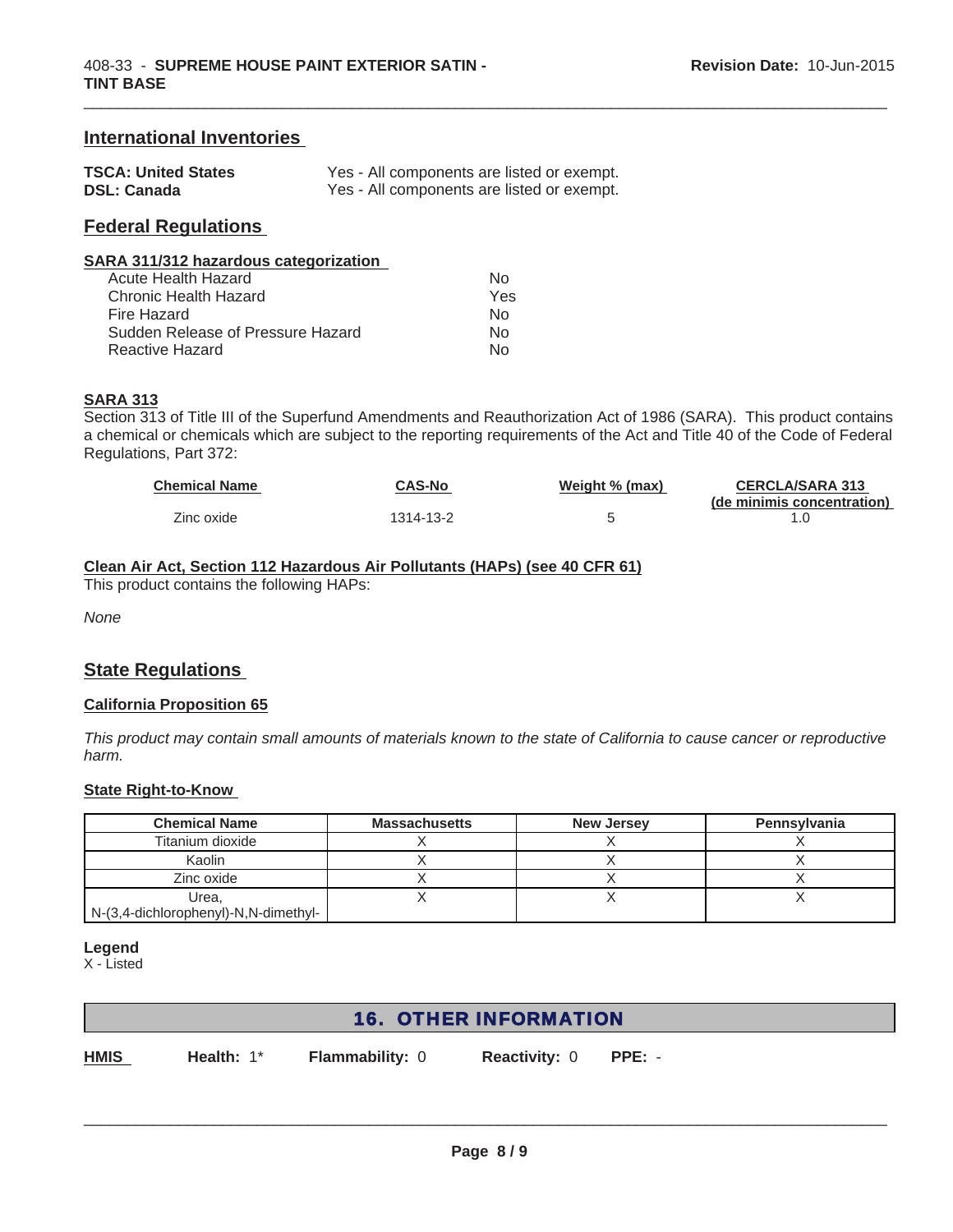## International Inventories

| | |
|---|---|
| **TSCA: United States** | Yes - All components are listed or exempt. |
| **DSL: Canada** | Yes - All components are listed or exempt. |

## Federal Regulations

### SARA 311/312 hazardous categorization

| | |
|---|---|
| Acute Health Hazard | No |
| Chronic Health Hazard | Yes |
| Fire Hazard | No |
| Sudden Release of Pressure Hazard | No |
| Reactive Hazard | No |

### SARA 313

Section 313 of Title III of the Superfund Amendments and Reauthorization Act of 1986 (SARA). This product contains a chemical or chemicals which are subject to the reporting requirements of the Act and Title 40 of the Code of Federal Regulations, Part 372:

| Chemical Name | CAS-No | Weight % (max) | CERCLA/SARA 313 (de minimis concentration) |
|---|---|---|---|
| Zinc oxide | 1314-13-2 | 5 | 1.0 |

### Clean Air Act, Section 112 Hazardous Air Pollutants (HAPs) (see 40 CFR 61)

This product contains the following HAPs:

*None*

## State Regulations

### California Proposition 65

*This product may contain small amounts of materials known to the state of California to cause cancer or reproductive harm.*

### State Right-to-Know

| Chemical Name | Massachusetts | New Jersey | Pennsylvania |
|---|---|---|---|
| Titanium dioxide | X | X | X |
| Kaolin | X | X | X |
| Zinc oxide | X | X | X |
| Urea, N-(3,4-dichlorophenyl)-N,N-dimethyl- | X | X | X |

**Legend**
X - Listed

## 16. OTHER INFORMATION

**HMIS** **Health:** 1* **Flammability:** 0 **Reactivity:** 0 **PPE:** -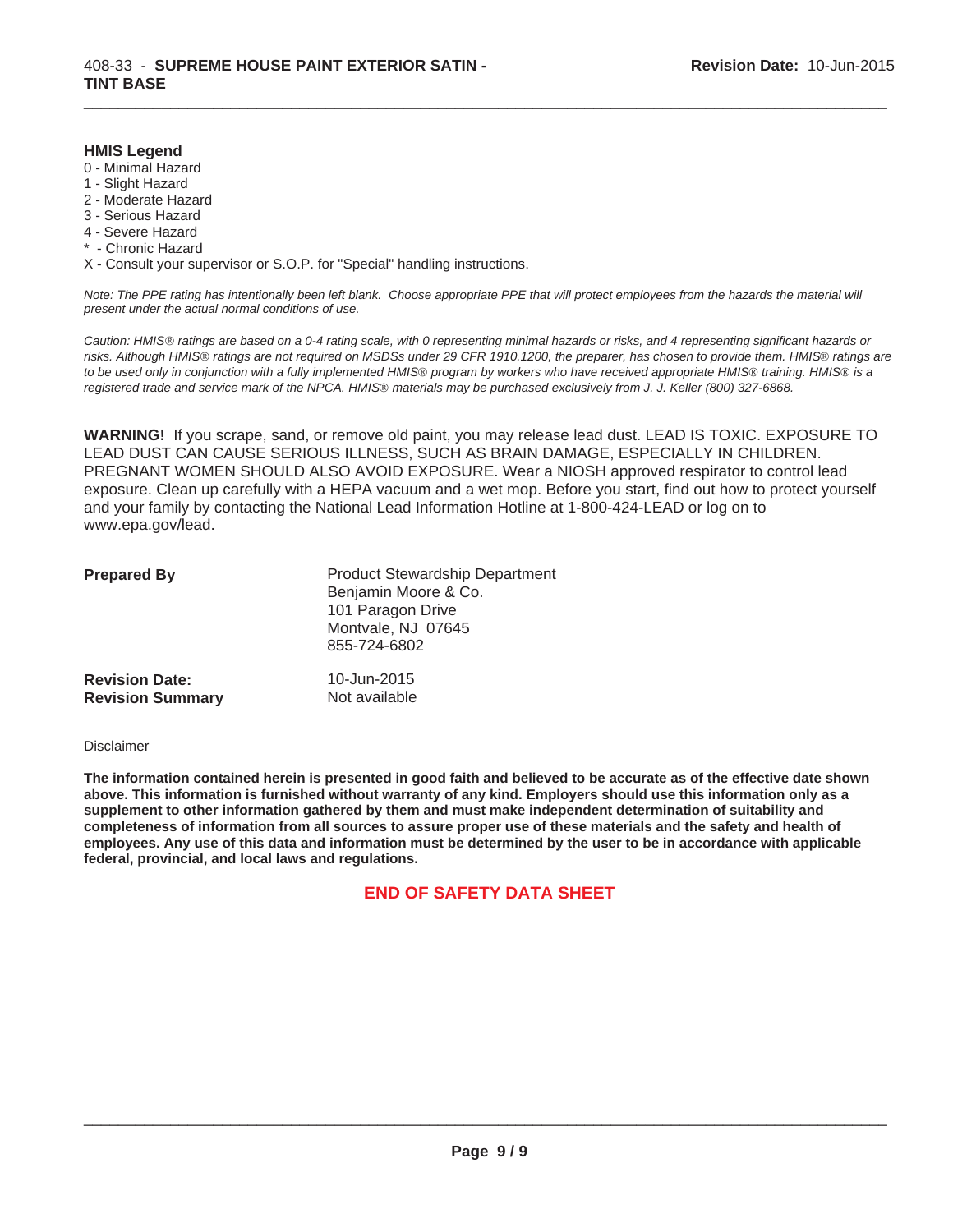**HMIS Legend**

0 - Minimal Hazard
1 - Slight Hazard
2 - Moderate Hazard
3 - Serious Hazard
4 - Severe Hazard
* - Chronic Hazard
X - Consult your supervisor or S.O.P. for "Special" handling instructions.

*Note: The PPE rating has intentionally been left blank. Choose appropriate PPE that will protect employees from the hazards the material will present under the actual normal conditions of use.*

*Caution: HMIS® ratings are based on a 0-4 rating scale, with 0 representing minimal hazards or risks, and 4 representing significant hazards or risks. Although HMIS® ratings are not required on MSDSs under 29 CFR 1910.1200, the preparer, has chosen to provide them. HMIS® ratings are to be used only in conjunction with a fully implemented HMIS® program by workers who have received appropriate HMIS® training. HMIS® is a registered trade and service mark of the NPCA. HMIS® materials may be purchased exclusively from J. J. Keller (800) 327-6868.*

**WARNING!** If you scrape, sand, or remove old paint, you may release lead dust. LEAD IS TOXIC. EXPOSURE TO LEAD DUST CAN CAUSE SERIOUS ILLNESS, SUCH AS BRAIN DAMAGE, ESPECIALLY IN CHILDREN. PREGNANT WOMEN SHOULD ALSO AVOID EXPOSURE. Wear a NIOSH approved respirator to control lead exposure. Clean up carefully with a HEPA vacuum and a wet mop. Before you start, find out how to protect yourself and your family by contacting the National Lead Information Hotline at 1-800-424-LEAD or log on to www.epa.gov/lead.

| | |
|---|---|
| **Prepared By** | Product Stewardship Department<br>Benjamin Moore & Co.<br>101 Paragon Drive<br>Montvale, NJ 07645<br>855-724-6802 |
| **Revision Date:** | 10-Jun-2015 |
| **Revision Summary** | Not available |

Disclaimer

**The information contained herein is presented in good faith and believed to be accurate as of the effective date shown above. This information is furnished without warranty of any kind. Employers should use this information only as a supplement to other information gathered by them and must make independent determination of suitability and completeness of information from all sources to assure proper use of these materials and the safety and health of employees. Any use of this data and information must be determined by the user to be in accordance with applicable federal, provincial, and local laws and regulations.**

**END OF SAFETY DATA SHEET**